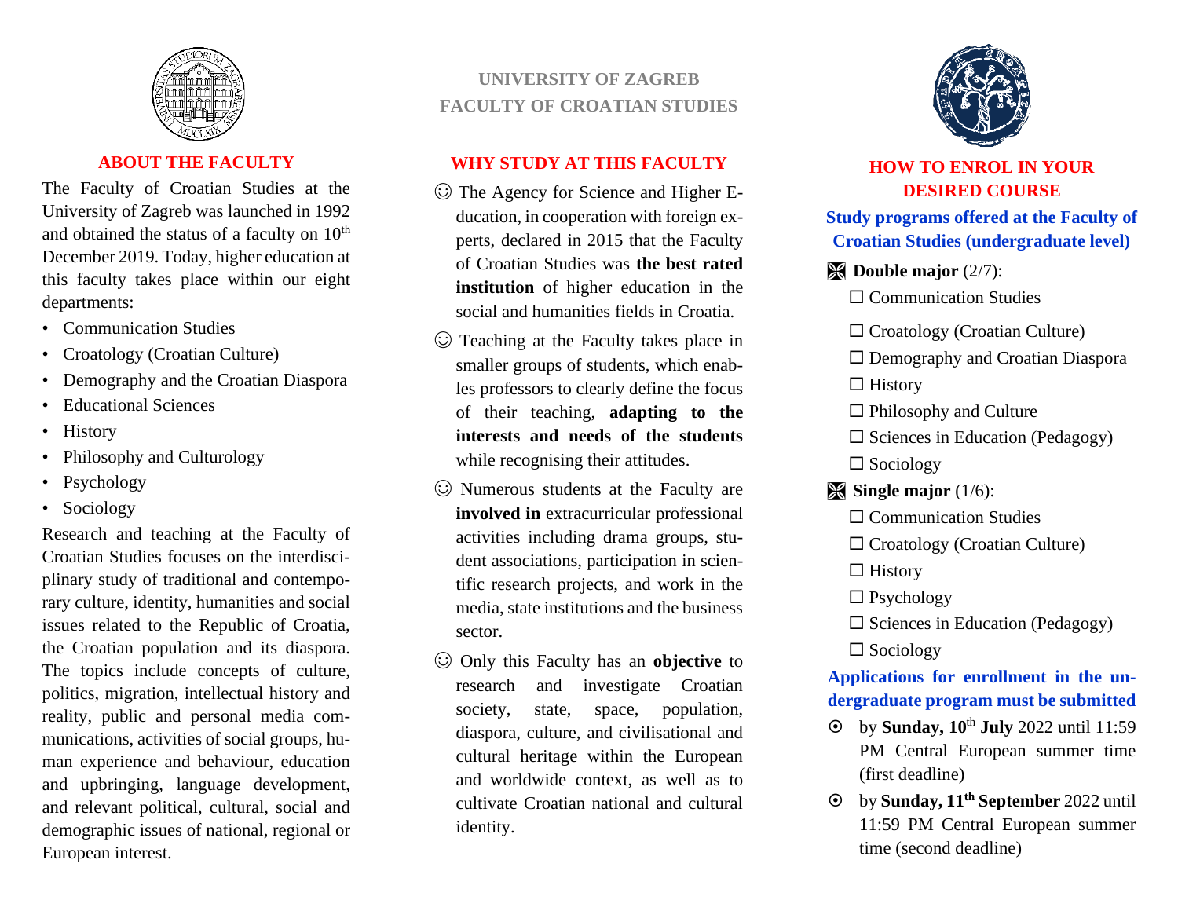# UNIVERSITY OF ZAGREB
# FACULTY OF CROATIAN STUDIES

## ABOUT THE FACULTY

The Faculty of Croatian Studies at the University of Zagreb was launched in 1992 and obtained the status of a faculty on 10th December 2019. Today, higher education at this faculty takes place within our eight departments:

- Communication Studies
- Croatology (Croatian Culture)
- Demography and the Croatian Diaspora
- Educational Sciences
- History
- Philosophy and Culturology
- Psychology
- Sociology

Research and teaching at the Faculty of Croatian Studies focuses on the interdisciplinary study of traditional and contemporary culture, identity, humanities and social issues related to the Republic of Croatia, the Croatian population and its diaspora. The topics include concepts of culture, politics, migration, intellectual history and reality, public and personal media communications, activities of social groups, human experience and behaviour, education and upbringing, language development, and relevant political, cultural, social and demographic issues of national, regional or European interest.

## WHY STUDY AT THIS FACULTY

☺ The Agency for Science and Higher Education, in cooperation with foreign experts, declared in 2015 that the Faculty of Croatian Studies was **the best rated institution** of higher education in the social and humanities fields in Croatia.

☺ Teaching at the Faculty takes place in smaller groups of students, which enables professors to clearly define the focus of their teaching, **adapting to the interests and needs of the students** while recognising their attitudes.

☺ Numerous students at the Faculty are **involved in** extracurricular professional activities including drama groups, student associations, participation in scientific research projects, and work in the media, state institutions and the business sector.

☺ Only this Faculty has an **objective** to research and investigate Croatian society, state, space, population, diaspora, culture, and civilisational and cultural heritage within the European and worldwide context, as well as to cultivate Croatian national and cultural identity.

## HOW TO ENROL IN YOUR DESIRED COURSE

### Study programs offered at the Faculty of Croatian Studies (undergraduate level)

**Double major** (2/7):

- ☐ Communication Studies
- ☐ Croatology (Croatian Culture)
- ☐ Demography and Croatian Diaspora
- ☐ History
- ☐ Philosophy and Culture
- ☐ Sciences in Education (Pedagogy)
- ☐ Sociology

**Single major** (1/6):

- ☐ Communication Studies
- ☐ Croatology (Croatian Culture)
- ☐ History
- ☐ Psychology
- ☐ Sciences in Education (Pedagogy)
- ☐ Sociology

### Applications for enrollment in the undergraduate program must be submitted

- ⊙ by **Sunday, 10th July** 2022 until 11:59 PM Central European summer time (first deadline)
- ⊙ by **Sunday, 11th September** 2022 until 11:59 PM Central European summer time (second deadline)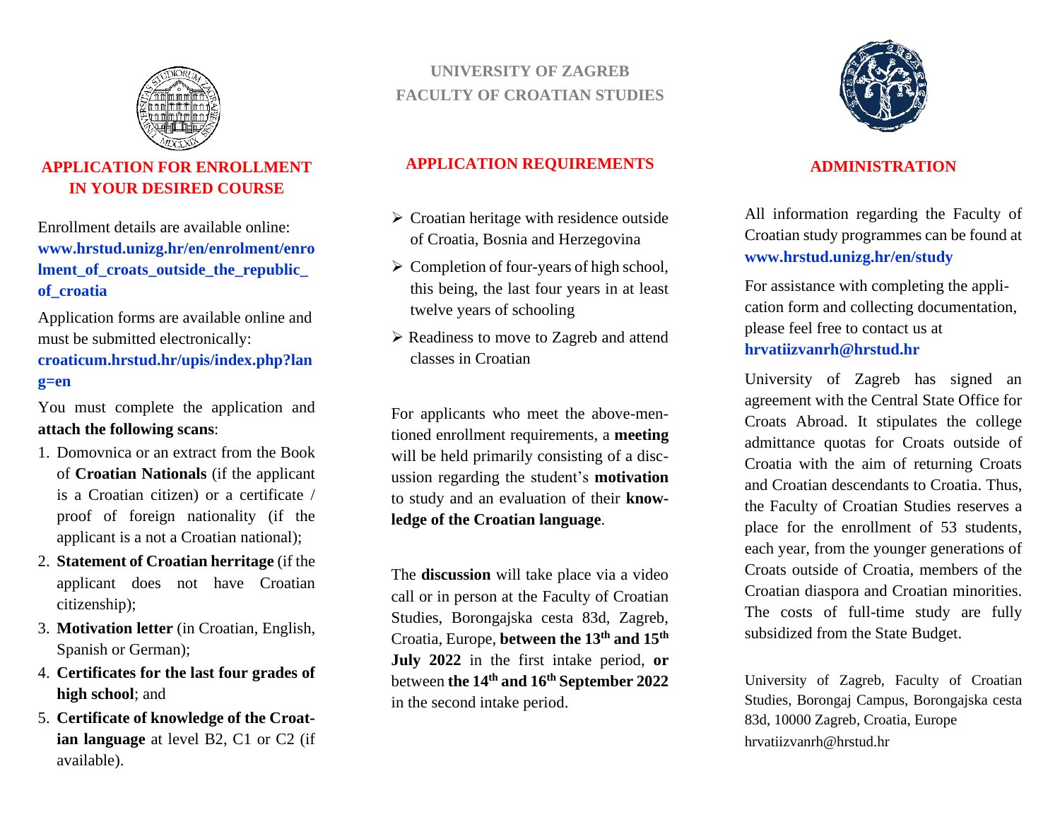## APPLICATION FOR ENROLLMENT IN YOUR DESIRED COURSE

Enrollment details are available online: **www.hrstud.unizg.hr/en/enrolment/enrolment_of_croats_outside_the_republic_of_croatia**

Application forms are available online and must be submitted electronically: **croaticum.hrstud.hr/upis/index.php?lang=en**

You must complete the application and **attach the following scans**:

1. Domovnica or an extract from the Book of **Croatian Nationals** (if the applicant is a Croatian citizen) or a certificate / proof of foreign nationality (if the applicant is a not a Croatian national);
2. **Statement of Croatian herritage** (if the applicant does not have Croatian citizenship);
3. **Motivation letter** (in Croatian, English, Spanish or German);
4. **Certificates for the last four grades of high school**; and
5. **Certificate of knowledge of the Croatian language** at level B2, C1 or C2 (if available).

# UNIVERSITY OF ZAGREB
# FACULTY OF CROATIAN STUDIES

## APPLICATION REQUIREMENTS

- Croatian heritage with residence outside of Croatia, Bosnia and Herzegovina
- Completion of four-years of high school, this being, the last four years in at least twelve years of schooling
- Readiness to move to Zagreb and attend classes in Croatian

For applicants who meet the above-mentioned enrollment requirements, a **meeting** will be held primarily consisting of a discussion regarding the student's **motivation** to study and an evaluation of their **knowledge of the Croatian language**.

The **discussion** will take place via a video call or in person at the Faculty of Croatian Studies, Borongajska cesta 83d, Zagreb, Croatia, Europe, **between the 13th and 15th July 2022** in the first intake period, **or** between **the 14th and 16th September 2022** in the second intake period.

## ADMINISTRATION

All information regarding the Faculty of Croatian study programmes can be found at **www.hrstud.unizg.hr/en/study**

For assistance with completing the application form and collecting documentation, please feel free to contact us at **hrvatiizvanrh@hrstud.hr**

University of Zagreb has signed an agreement with the Central State Office for Croats Abroad. It stipulates the college admittance quotas for Croats outside of Croatia with the aim of returning Croats and Croatian descendants to Croatia. Thus, the Faculty of Croatian Studies reserves a place for the enrollment of 53 students, each year, from the younger generations of Croats outside of Croatia, members of the Croatian diaspora and Croatian minorities. The costs of full-time study are fully subsidized from the State Budget.

University of Zagreb, Faculty of Croatian Studies, Borongaj Campus, Borongajska cesta 83d, 10000 Zagreb, Croatia, Europe
hrvatiizvanrh@hrstud.hr